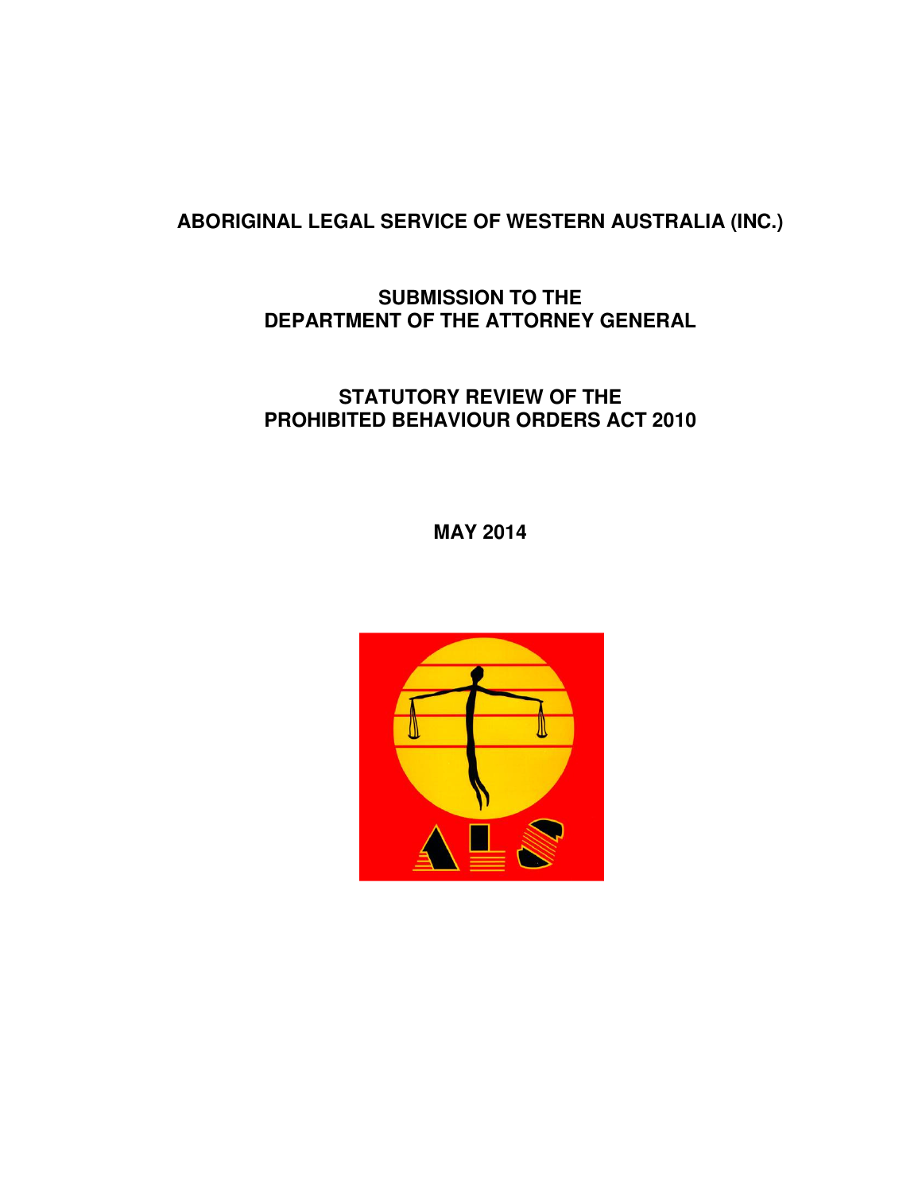# ABORIGINAL LEGAL SERVICE OF WESTERN AUSTRALIA (INC.)

## SUBMISSION TO THE DEPARTMENT OF THE ATTORNEY GENERAL

## STATUTORY REVIEW OF THE PROHIBITED BEHAVIOUR ORDERS ACT 2010

**MAY 2014**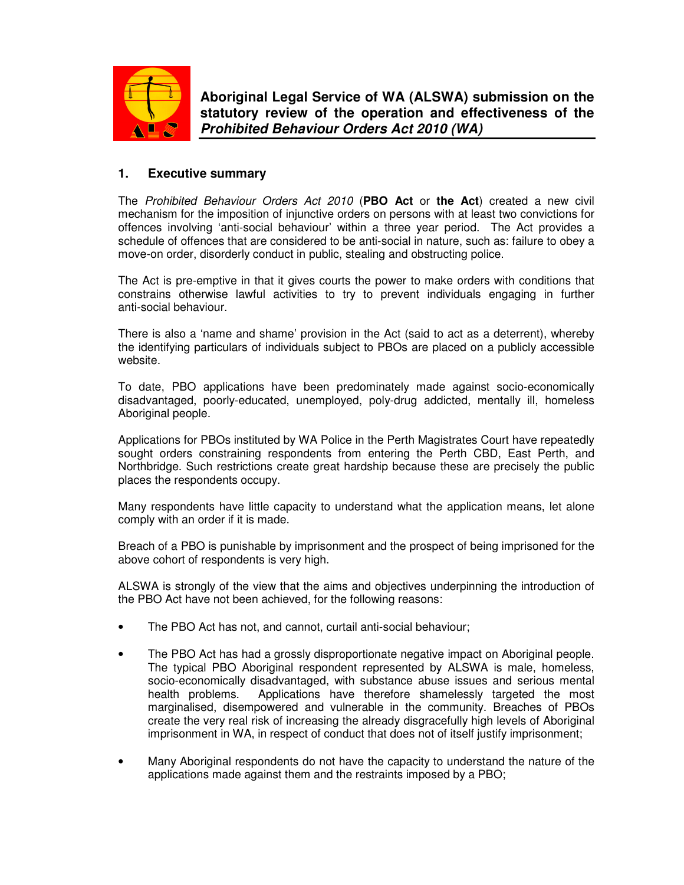**Aboriginal Legal Service of WA (ALSWA) submission on the statutory review of the operation and effectiveness of the *Prohibited Behaviour Orders Act 2010 (WA)***

## 1. Executive summary

The *Prohibited Behaviour Orders Act 2010* (**PBO Act** or **the Act**) created a new civil mechanism for the imposition of injunctive orders on persons with at least two convictions for offences involving 'anti-social behaviour' within a three year period. The Act provides a schedule of offences that are considered to be anti-social in nature, such as: failure to obey a move-on order, disorderly conduct in public, stealing and obstructing police.

The Act is pre-emptive in that it gives courts the power to make orders with conditions that constrains otherwise lawful activities to try to prevent individuals engaging in further anti-social behaviour.

There is also a 'name and shame' provision in the Act (said to act as a deterrent), whereby the identifying particulars of individuals subject to PBOs are placed on a publicly accessible website.

To date, PBO applications have been predominately made against socio-economically disadvantaged, poorly-educated, unemployed, poly-drug addicted, mentally ill, homeless Aboriginal people.

Applications for PBOs instituted by WA Police in the Perth Magistrates Court have repeatedly sought orders constraining respondents from entering the Perth CBD, East Perth, and Northbridge. Such restrictions create great hardship because these are precisely the public places the respondents occupy.

Many respondents have little capacity to understand what the application means, let alone comply with an order if it is made.

Breach of a PBO is punishable by imprisonment and the prospect of being imprisoned for the above cohort of respondents is very high.

ALSWA is strongly of the view that the aims and objectives underpinning the introduction of the PBO Act have not been achieved, for the following reasons:

- The PBO Act has not, and cannot, curtail anti-social behaviour;
- The PBO Act has had a grossly disproportionate negative impact on Aboriginal people. The typical PBO Aboriginal respondent represented by ALSWA is male, homeless, socio-economically disadvantaged, with substance abuse issues and serious mental health problems. Applications have therefore shamelessly targeted the most marginalised, disempowered and vulnerable in the community. Breaches of PBOs create the very real risk of increasing the already disgracefully high levels of Aboriginal imprisonment in WA, in respect of conduct that does not of itself justify imprisonment;
- Many Aboriginal respondents do not have the capacity to understand the nature of the applications made against them and the restraints imposed by a PBO;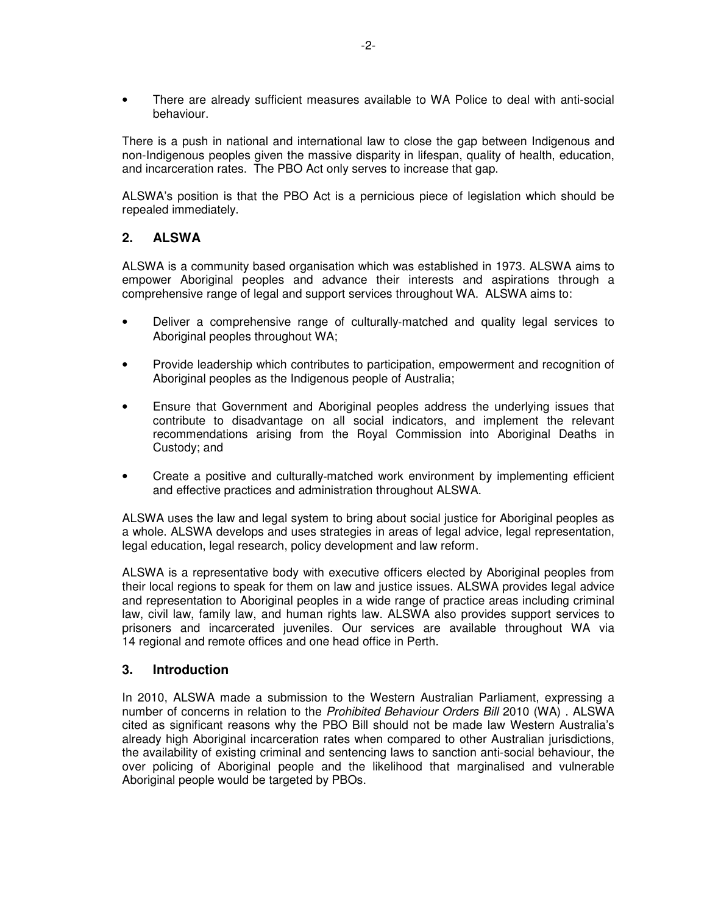- There are already sufficient measures available to WA Police to deal with anti-social behaviour.

There is a push in national and international law to close the gap between Indigenous and non-Indigenous peoples given the massive disparity in lifespan, quality of health, education, and incarceration rates. The PBO Act only serves to increase that gap.

ALSWA's position is that the PBO Act is a pernicious piece of legislation which should be repealed immediately.

## 2. ALSWA

ALSWA is a community based organisation which was established in 1973. ALSWA aims to empower Aboriginal peoples and advance their interests and aspirations through a comprehensive range of legal and support services throughout WA. ALSWA aims to:

- Deliver a comprehensive range of culturally-matched and quality legal services to Aboriginal peoples throughout WA;
- Provide leadership which contributes to participation, empowerment and recognition of Aboriginal peoples as the Indigenous people of Australia;
- Ensure that Government and Aboriginal peoples address the underlying issues that contribute to disadvantage on all social indicators, and implement the relevant recommendations arising from the Royal Commission into Aboriginal Deaths in Custody; and
- Create a positive and culturally-matched work environment by implementing efficient and effective practices and administration throughout ALSWA.

ALSWA uses the law and legal system to bring about social justice for Aboriginal peoples as a whole. ALSWA develops and uses strategies in areas of legal advice, legal representation, legal education, legal research, policy development and law reform.

ALSWA is a representative body with executive officers elected by Aboriginal peoples from their local regions to speak for them on law and justice issues. ALSWA provides legal advice and representation to Aboriginal peoples in a wide range of practice areas including criminal law, civil law, family law, and human rights law. ALSWA also provides support services to prisoners and incarcerated juveniles. Our services are available throughout WA via 14 regional and remote offices and one head office in Perth.

## 3. Introduction

In 2010, ALSWA made a submission to the Western Australian Parliament, expressing a number of concerns in relation to the *Prohibited Behaviour Orders Bill* 2010 (WA) . ALSWA cited as significant reasons why the PBO Bill should not be made law Western Australia's already high Aboriginal incarceration rates when compared to other Australian jurisdictions, the availability of existing criminal and sentencing laws to sanction anti-social behaviour, the over policing of Aboriginal people and the likelihood that marginalised and vulnerable Aboriginal people would be targeted by PBOs.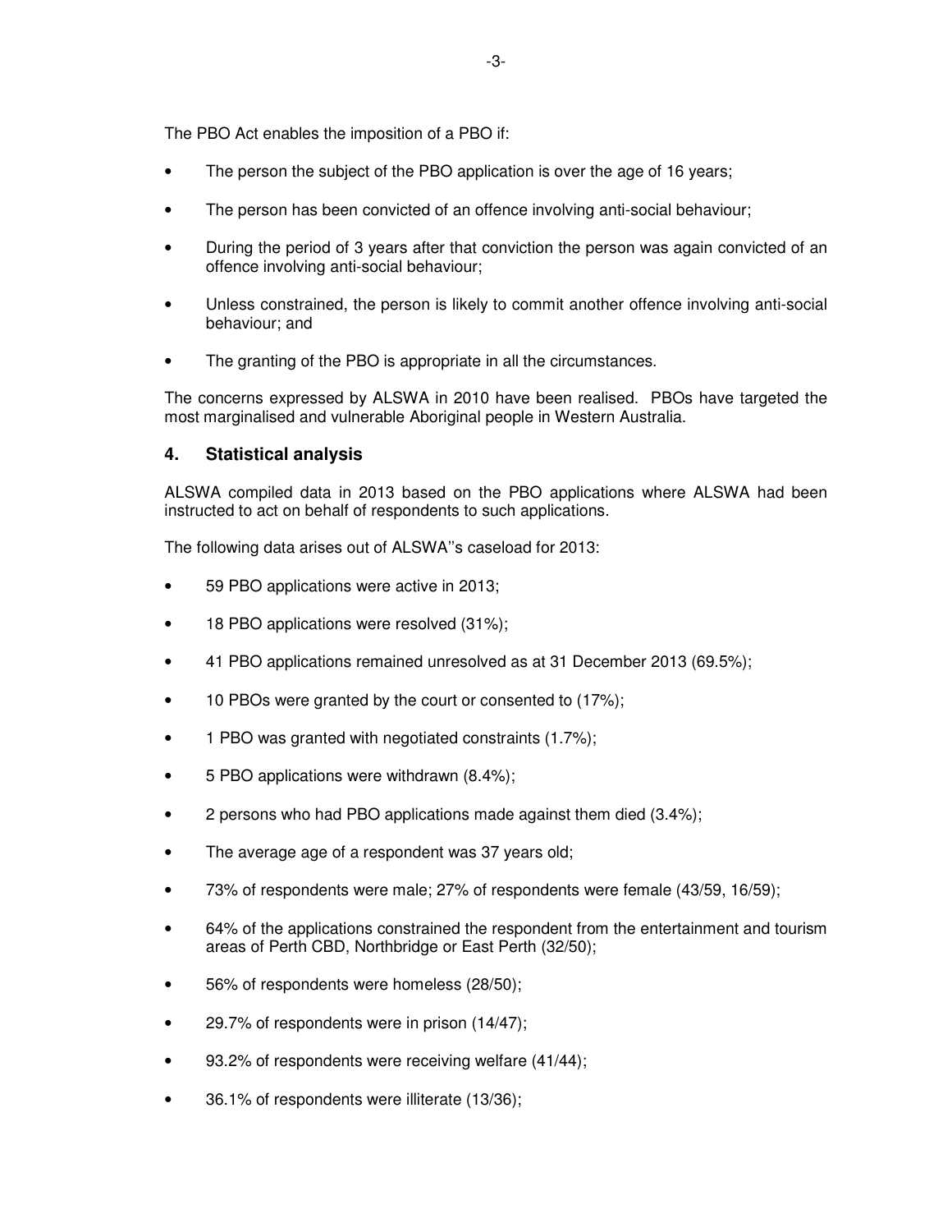The PBO Act enables the imposition of a PBO if:

- The person the subject of the PBO application is over the age of 16 years;
- The person has been convicted of an offence involving anti-social behaviour;
- During the period of 3 years after that conviction the person was again convicted of an offence involving anti-social behaviour;
- Unless constrained, the person is likely to commit another offence involving anti-social behaviour; and
- The granting of the PBO is appropriate in all the circumstances.

The concerns expressed by ALSWA in 2010 have been realised. PBOs have targeted the most marginalised and vulnerable Aboriginal people in Western Australia.

## 4. Statistical analysis

ALSWA compiled data in 2013 based on the PBO applications where ALSWA had been instructed to act on behalf of respondents to such applications.

The following data arises out of ALSWA''s caseload for 2013:

- 59 PBO applications were active in 2013;
- 18 PBO applications were resolved (31%);
- 41 PBO applications remained unresolved as at 31 December 2013 (69.5%);
- 10 PBOs were granted by the court or consented to (17%);
- 1 PBO was granted with negotiated constraints (1.7%);
- 5 PBO applications were withdrawn (8.4%);
- 2 persons who had PBO applications made against them died (3.4%);
- The average age of a respondent was 37 years old;
- 73% of respondents were male; 27% of respondents were female (43/59, 16/59);
- 64% of the applications constrained the respondent from the entertainment and tourism areas of Perth CBD, Northbridge or East Perth (32/50);
- 56% of respondents were homeless (28/50);
- 29.7% of respondents were in prison (14/47);
- 93.2% of respondents were receiving welfare (41/44);
- 36.1% of respondents were illiterate (13/36);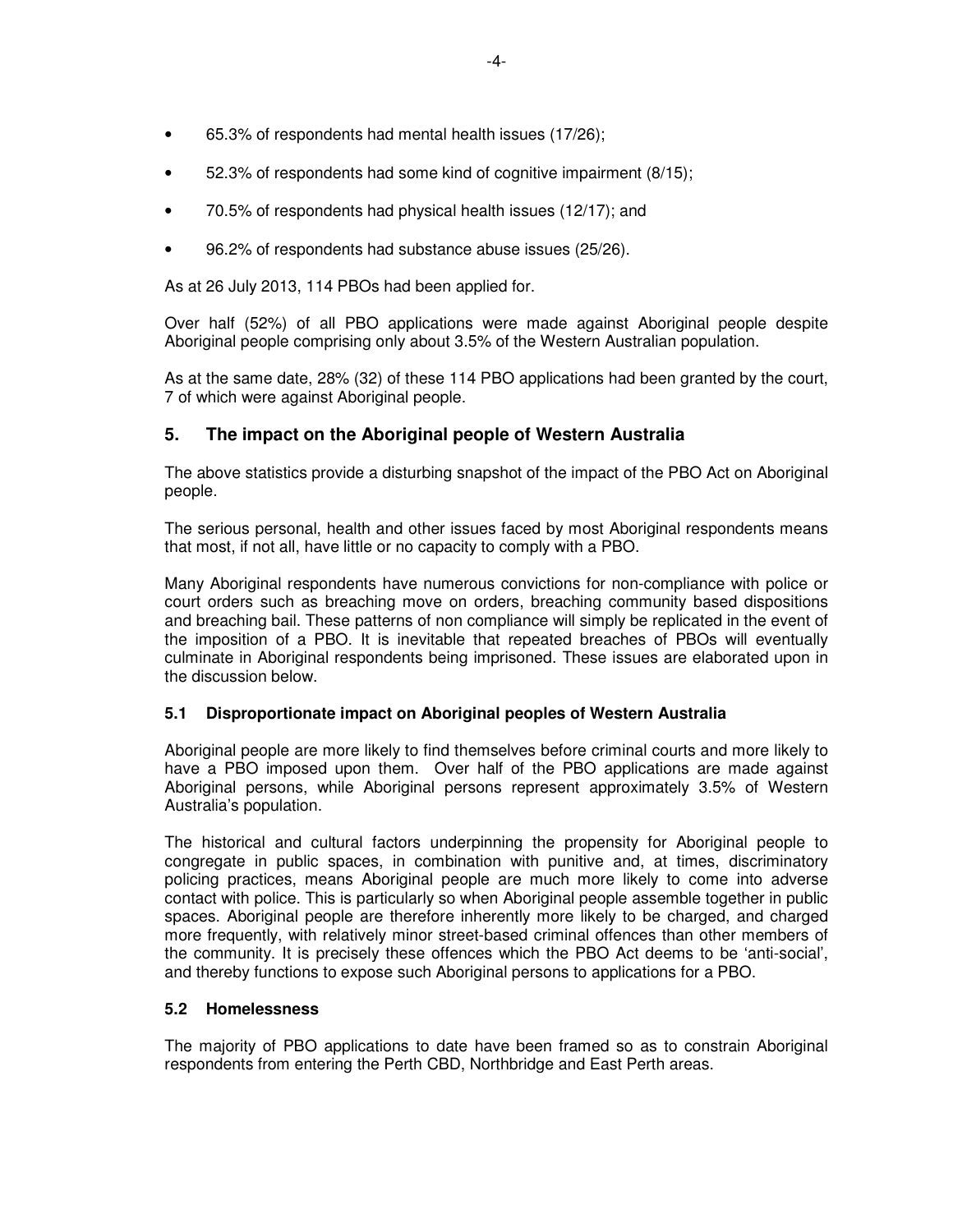- 65.3% of respondents had mental health issues (17/26);
- 52.3% of respondents had some kind of cognitive impairment (8/15);
- 70.5% of respondents had physical health issues (12/17); and
- 96.2% of respondents had substance abuse issues (25/26).

As at 26 July 2013, 114 PBOs had been applied for.

Over half (52%) of all PBO applications were made against Aboriginal people despite Aboriginal people comprising only about 3.5% of the Western Australian population.

As at the same date, 28% (32) of these 114 PBO applications had been granted by the court, 7 of which were against Aboriginal people.

## 5. The impact on the Aboriginal people of Western Australia

The above statistics provide a disturbing snapshot of the impact of the PBO Act on Aboriginal people.

The serious personal, health and other issues faced by most Aboriginal respondents means that most, if not all, have little or no capacity to comply with a PBO.

Many Aboriginal respondents have numerous convictions for non-compliance with police or court orders such as breaching move on orders, breaching community based dispositions and breaching bail. These patterns of non compliance will simply be replicated in the event of the imposition of a PBO. It is inevitable that repeated breaches of PBOs will eventually culminate in Aboriginal respondents being imprisoned. These issues are elaborated upon in the discussion below.

### 5.1 Disproportionate impact on Aboriginal peoples of Western Australia

Aboriginal people are more likely to find themselves before criminal courts and more likely to have a PBO imposed upon them. Over half of the PBO applications are made against Aboriginal persons, while Aboriginal persons represent approximately 3.5% of Western Australia's population.

The historical and cultural factors underpinning the propensity for Aboriginal people to congregate in public spaces, in combination with punitive and, at times, discriminatory policing practices, means Aboriginal people are much more likely to come into adverse contact with police. This is particularly so when Aboriginal people assemble together in public spaces. Aboriginal people are therefore inherently more likely to be charged, and charged more frequently, with relatively minor street-based criminal offences than other members of the community. It is precisely these offences which the PBO Act deems to be 'anti-social', and thereby functions to expose such Aboriginal persons to applications for a PBO.

### 5.2 Homelessness

The majority of PBO applications to date have been framed so as to constrain Aboriginal respondents from entering the Perth CBD, Northbridge and East Perth areas.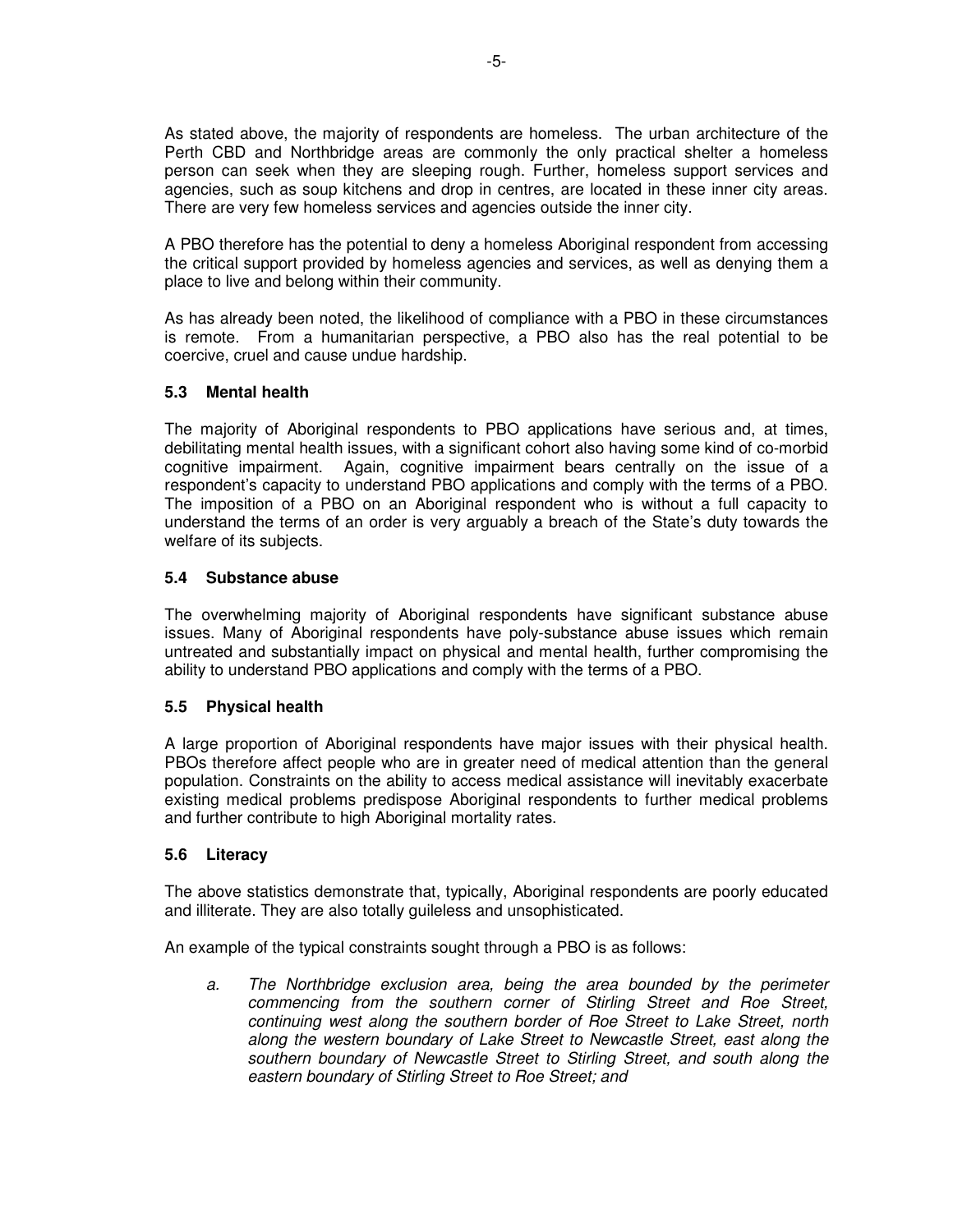As stated above, the majority of respondents are homeless. The urban architecture of the Perth CBD and Northbridge areas are commonly the only practical shelter a homeless person can seek when they are sleeping rough. Further, homeless support services and agencies, such as soup kitchens and drop in centres, are located in these inner city areas. There are very few homeless services and agencies outside the inner city.

A PBO therefore has the potential to deny a homeless Aboriginal respondent from accessing the critical support provided by homeless agencies and services, as well as denying them a place to live and belong within their community.

As has already been noted, the likelihood of compliance with a PBO in these circumstances is remote. From a humanitarian perspective, a PBO also has the real potential to be coercive, cruel and cause undue hardship.

### 5.3 Mental health

The majority of Aboriginal respondents to PBO applications have serious and, at times, debilitating mental health issues, with a significant cohort also having some kind of co-morbid cognitive impairment. Again, cognitive impairment bears centrally on the issue of a respondent's capacity to understand PBO applications and comply with the terms of a PBO. The imposition of a PBO on an Aboriginal respondent who is without a full capacity to understand the terms of an order is very arguably a breach of the State's duty towards the welfare of its subjects.

### 5.4 Substance abuse

The overwhelming majority of Aboriginal respondents have significant substance abuse issues. Many of Aboriginal respondents have poly-substance abuse issues which remain untreated and substantially impact on physical and mental health, further compromising the ability to understand PBO applications and comply with the terms of a PBO.

### 5.5 Physical health

A large proportion of Aboriginal respondents have major issues with their physical health. PBOs therefore affect people who are in greater need of medical attention than the general population. Constraints on the ability to access medical assistance will inevitably exacerbate existing medical problems predispose Aboriginal respondents to further medical problems and further contribute to high Aboriginal mortality rates.

### 5.6 Literacy

The above statistics demonstrate that, typically, Aboriginal respondents are poorly educated and illiterate. They are also totally guileless and unsophisticated.

An example of the typical constraints sought through a PBO is as follows:

> a. *The Northbridge exclusion area, being the area bounded by the perimeter commencing from the southern corner of Stirling Street and Roe Street, continuing west along the southern border of Roe Street to Lake Street, north along the western boundary of Lake Street to Newcastle Street, east along the southern boundary of Newcastle Street to Stirling Street, and south along the eastern boundary of Stirling Street to Roe Street; and*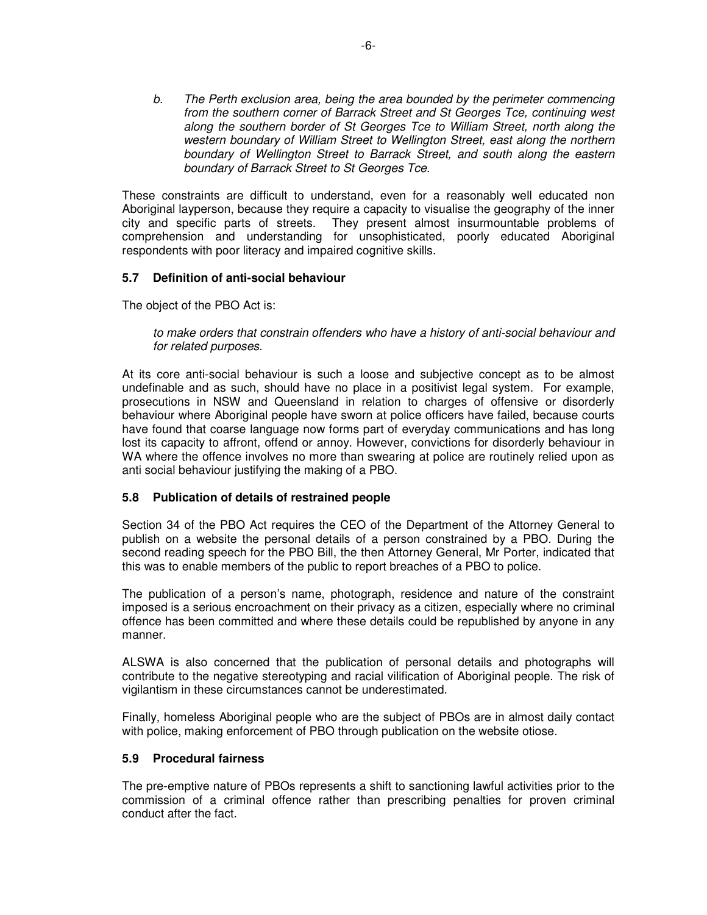b. *The Perth exclusion area, being the area bounded by the perimeter commencing from the southern corner of Barrack Street and St Georges Tce, continuing west along the southern border of St Georges Tce to William Street, north along the western boundary of William Street to Wellington Street, east along the northern boundary of Wellington Street to Barrack Street, and south along the eastern boundary of Barrack Street to St Georges Tce.*

These constraints are difficult to understand, even for a reasonably well educated non Aboriginal layperson, because they require a capacity to visualise the geography of the inner city and specific parts of streets. They present almost insurmountable problems of comprehension and understanding for unsophisticated, poorly educated Aboriginal respondents with poor literacy and impaired cognitive skills.

### 5.7 Definition of anti-social behaviour

The object of the PBO Act is:

> *to make orders that constrain offenders who have a history of anti-social behaviour and for related purposes.*

At its core anti-social behaviour is such a loose and subjective concept as to be almost undefinable and as such, should have no place in a positivist legal system. For example, prosecutions in NSW and Queensland in relation to charges of offensive or disorderly behaviour where Aboriginal people have sworn at police officers have failed, because courts have found that coarse language now forms part of everyday communications and has long lost its capacity to affront, offend or annoy. However, convictions for disorderly behaviour in WA where the offence involves no more than swearing at police are routinely relied upon as anti social behaviour justifying the making of a PBO.

### 5.8 Publication of details of restrained people

Section 34 of the PBO Act requires the CEO of the Department of the Attorney General to publish on a website the personal details of a person constrained by a PBO. During the second reading speech for the PBO Bill, the then Attorney General, Mr Porter, indicated that this was to enable members of the public to report breaches of a PBO to police.

The publication of a person's name, photograph, residence and nature of the constraint imposed is a serious encroachment on their privacy as a citizen, especially where no criminal offence has been committed and where these details could be republished by anyone in any manner.

ALSWA is also concerned that the publication of personal details and photographs will contribute to the negative stereotyping and racial vilification of Aboriginal people. The risk of vigilantism in these circumstances cannot be underestimated.

Finally, homeless Aboriginal people who are the subject of PBOs are in almost daily contact with police, making enforcement of PBO through publication on the website otiose.

### 5.9 Procedural fairness

The pre-emptive nature of PBOs represents a shift to sanctioning lawful activities prior to the commission of a criminal offence rather than prescribing penalties for proven criminal conduct after the fact.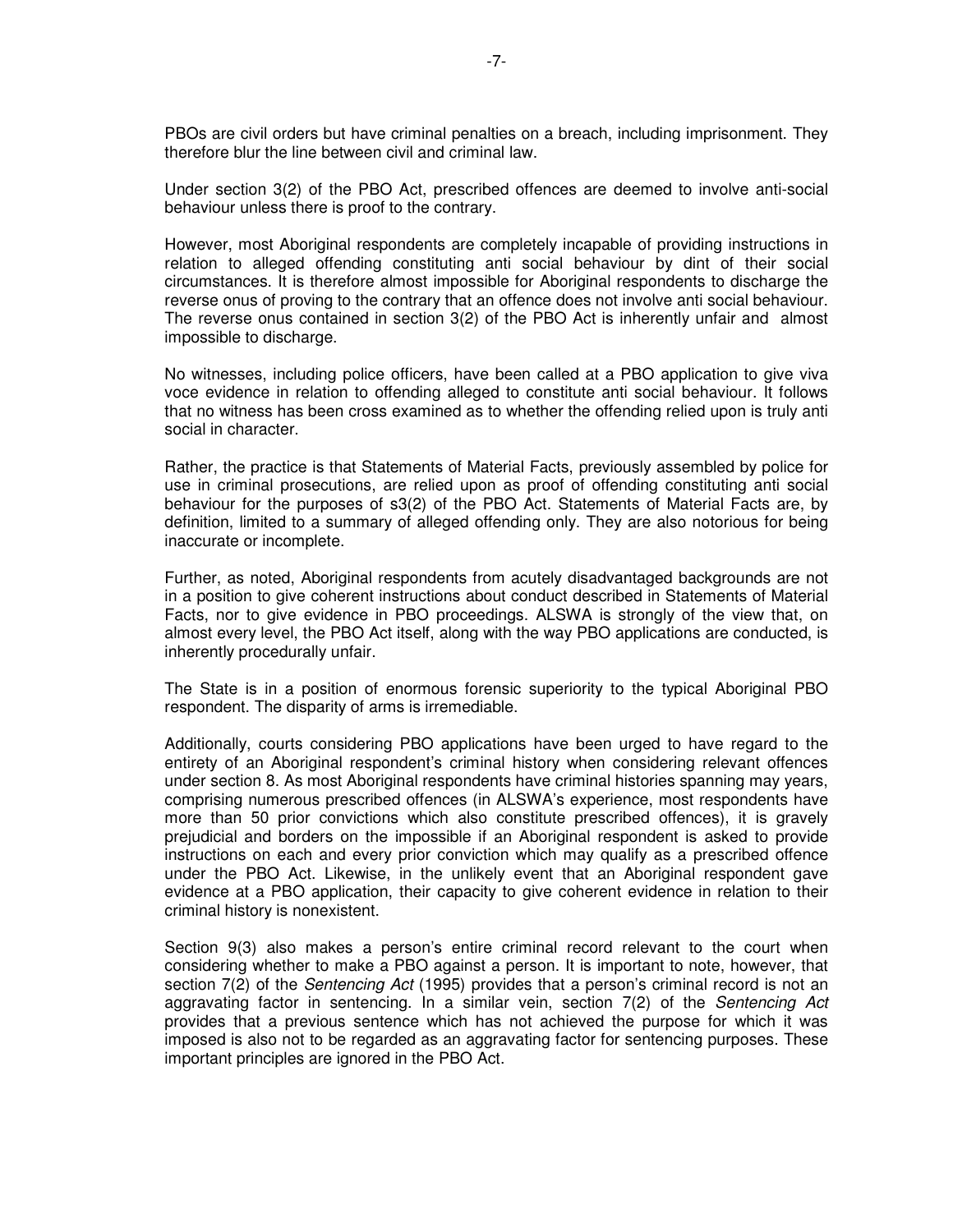PBOs are civil orders but have criminal penalties on a breach, including imprisonment. They therefore blur the line between civil and criminal law.

Under section 3(2) of the PBO Act, prescribed offences are deemed to involve anti-social behaviour unless there is proof to the contrary.

However, most Aboriginal respondents are completely incapable of providing instructions in relation to alleged offending constituting anti social behaviour by dint of their social circumstances. It is therefore almost impossible for Aboriginal respondents to discharge the reverse onus of proving to the contrary that an offence does not involve anti social behaviour. The reverse onus contained in section 3(2) of the PBO Act is inherently unfair and almost impossible to discharge.

No witnesses, including police officers, have been called at a PBO application to give viva voce evidence in relation to offending alleged to constitute anti social behaviour. It follows that no witness has been cross examined as to whether the offending relied upon is truly anti social in character.

Rather, the practice is that Statements of Material Facts, previously assembled by police for use in criminal prosecutions, are relied upon as proof of offending constituting anti social behaviour for the purposes of s3(2) of the PBO Act. Statements of Material Facts are, by definition, limited to a summary of alleged offending only. They are also notorious for being inaccurate or incomplete.

Further, as noted, Aboriginal respondents from acutely disadvantaged backgrounds are not in a position to give coherent instructions about conduct described in Statements of Material Facts, nor to give evidence in PBO proceedings. ALSWA is strongly of the view that, on almost every level, the PBO Act itself, along with the way PBO applications are conducted, is inherently procedurally unfair.

The State is in a position of enormous forensic superiority to the typical Aboriginal PBO respondent. The disparity of arms is irremediable.

Additionally, courts considering PBO applications have been urged to have regard to the entirety of an Aboriginal respondent's criminal history when considering relevant offences under section 8. As most Aboriginal respondents have criminal histories spanning may years, comprising numerous prescribed offences (in ALSWA's experience, most respondents have more than 50 prior convictions which also constitute prescribed offences), it is gravely prejudicial and borders on the impossible if an Aboriginal respondent is asked to provide instructions on each and every prior conviction which may qualify as a prescribed offence under the PBO Act. Likewise, in the unlikely event that an Aboriginal respondent gave evidence at a PBO application, their capacity to give coherent evidence in relation to their criminal history is nonexistent.

Section 9(3) also makes a person's entire criminal record relevant to the court when considering whether to make a PBO against a person. It is important to note, however, that section 7(2) of the *Sentencing Act* (1995) provides that a person's criminal record is not an aggravating factor in sentencing. In a similar vein, section 7(2) of the *Sentencing Act* provides that a previous sentence which has not achieved the purpose for which it was imposed is also not to be regarded as an aggravating factor for sentencing purposes. These important principles are ignored in the PBO Act.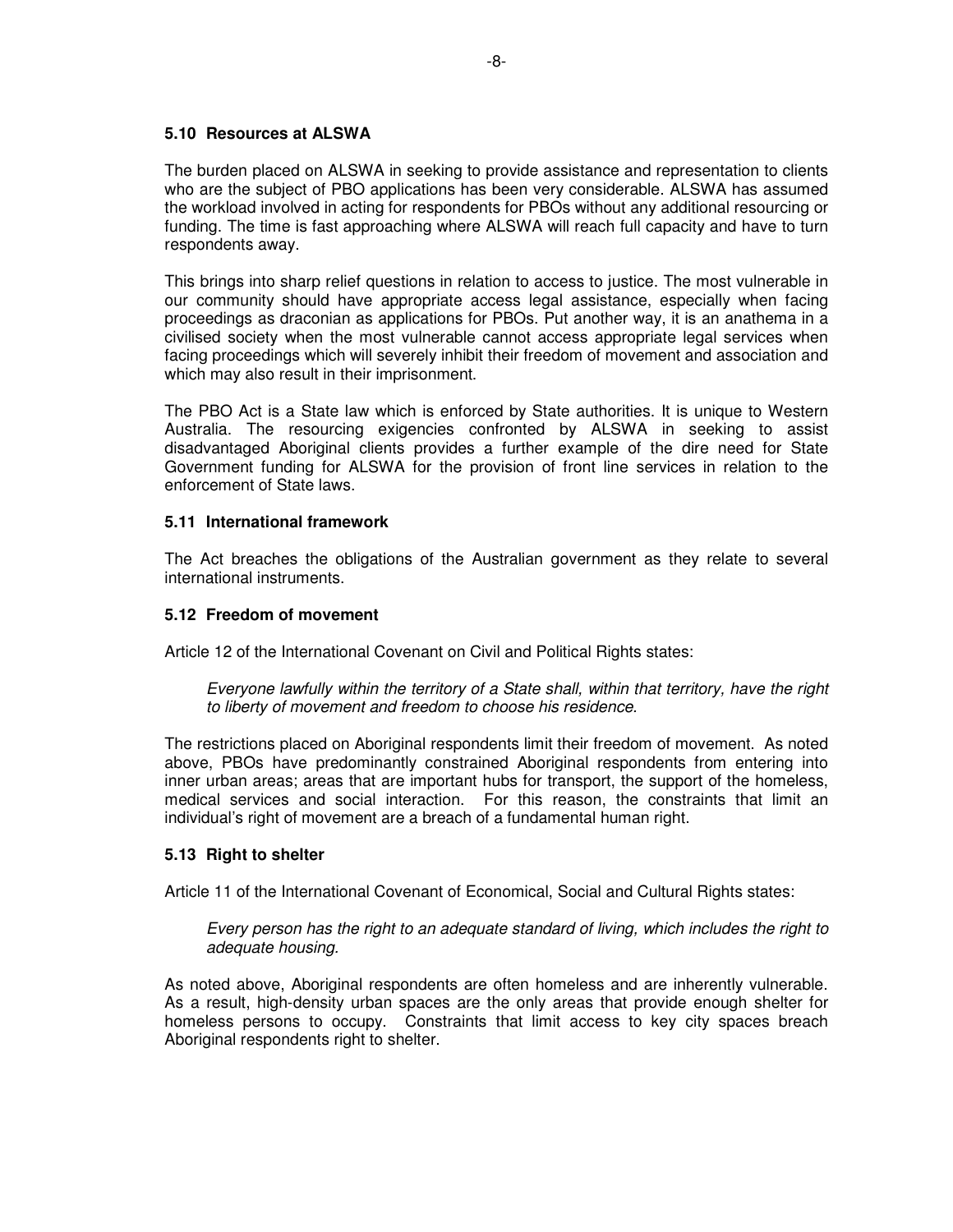### 5.10 Resources at ALSWA

The burden placed on ALSWA in seeking to provide assistance and representation to clients who are the subject of PBO applications has been very considerable. ALSWA has assumed the workload involved in acting for respondents for PBOs without any additional resourcing or funding. The time is fast approaching where ALSWA will reach full capacity and have to turn respondents away.

This brings into sharp relief questions in relation to access to justice. The most vulnerable in our community should have appropriate access legal assistance, especially when facing proceedings as draconian as applications for PBOs. Put another way, it is an anathema in a civilised society when the most vulnerable cannot access appropriate legal services when facing proceedings which will severely inhibit their freedom of movement and association and which may also result in their imprisonment.

The PBO Act is a State law which is enforced by State authorities. It is unique to Western Australia. The resourcing exigencies confronted by ALSWA in seeking to assist disadvantaged Aboriginal clients provides a further example of the dire need for State Government funding for ALSWA for the provision of front line services in relation to the enforcement of State laws.

### 5.11 International framework

The Act breaches the obligations of the Australian government as they relate to several international instruments.

### 5.12 Freedom of movement

Article 12 of the International Covenant on Civil and Political Rights states:

> *Everyone lawfully within the territory of a State shall, within that territory, have the right to liberty of movement and freedom to choose his residence.*

The restrictions placed on Aboriginal respondents limit their freedom of movement. As noted above, PBOs have predominantly constrained Aboriginal respondents from entering into inner urban areas; areas that are important hubs for transport, the support of the homeless, medical services and social interaction. For this reason, the constraints that limit an individual's right of movement are a breach of a fundamental human right.

### 5.13 Right to shelter

Article 11 of the International Covenant of Economical, Social and Cultural Rights states:

> *Every person has the right to an adequate standard of living, which includes the right to adequate housing.*

As noted above, Aboriginal respondents are often homeless and are inherently vulnerable. As a result, high-density urban spaces are the only areas that provide enough shelter for homeless persons to occupy. Constraints that limit access to key city spaces breach Aboriginal respondents right to shelter.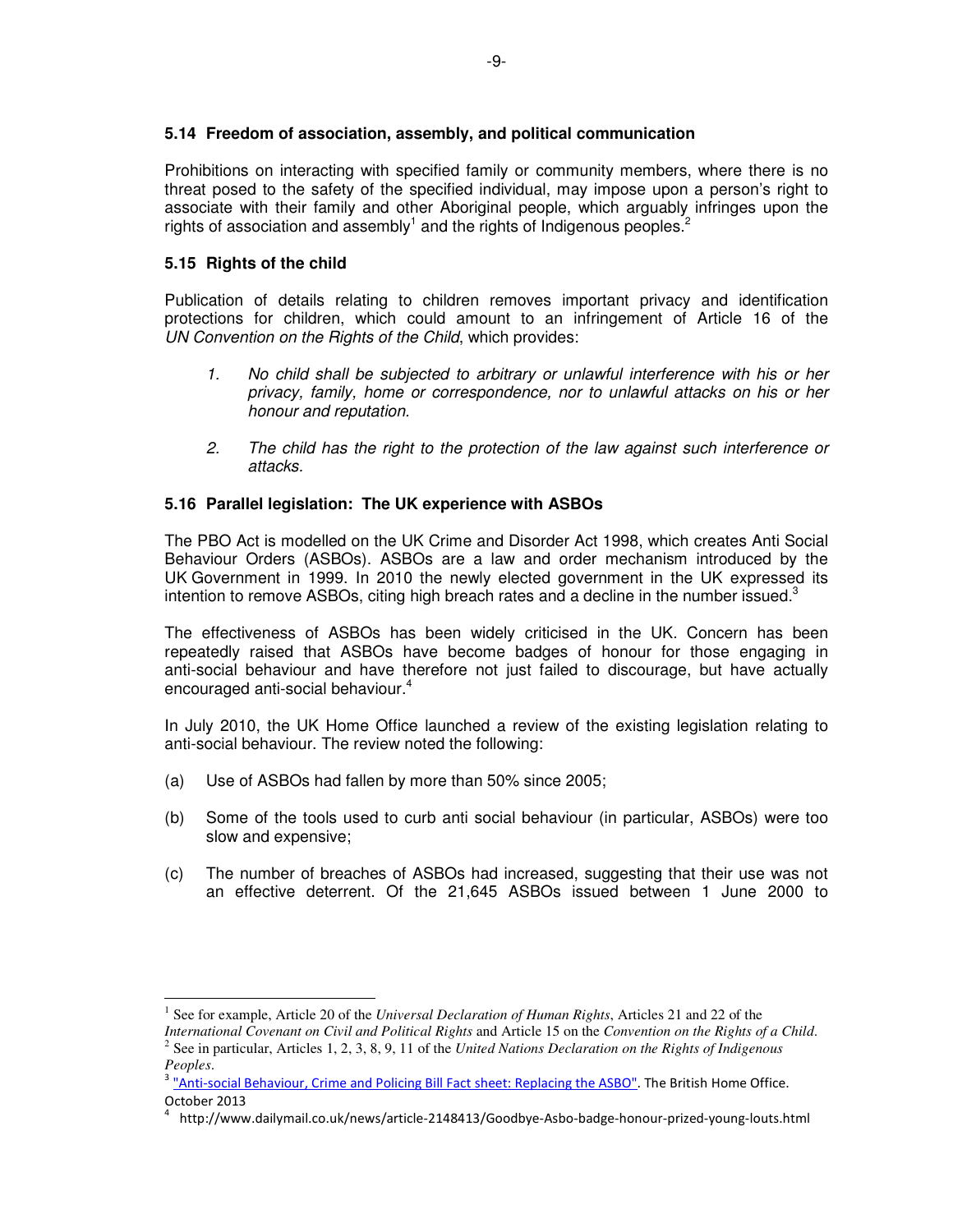### 5.14 Freedom of association, assembly, and political communication

Prohibitions on interacting with specified family or community members, where there is no threat posed to the safety of the specified individual, may impose upon a person's right to associate with their family and other Aboriginal people, which arguably infringes upon the rights of association and assembly[1] and the rights of Indigenous peoples.[2]

### 5.15 Rights of the child

Publication of details relating to children removes important privacy and identification protections for children, which could amount to an infringement of Article 16 of the *UN Convention on the Rights of the Child*, which provides:

> *1. No child shall be subjected to arbitrary or unlawful interference with his or her privacy, family, home or correspondence, nor to unlawful attacks on his or her honour and reputation.*
>
> *2. The child has the right to the protection of the law against such interference or attacks.*

### 5.16 Parallel legislation: The UK experience with ASBOs

The PBO Act is modelled on the UK Crime and Disorder Act 1998, which creates Anti Social Behaviour Orders (ASBOs). ASBOs are a law and order mechanism introduced by the UK Government in 1999. In 2010 the newly elected government in the UK expressed its intention to remove ASBOs, citing high breach rates and a decline in the number issued.[3]

The effectiveness of ASBOs has been widely criticised in the UK. Concern has been repeatedly raised that ASBOs have become badges of honour for those engaging in anti-social behaviour and have therefore not just failed to discourage, but have actually encouraged anti-social behaviour.[4]

In July 2010, the UK Home Office launched a review of the existing legislation relating to anti-social behaviour. The review noted the following:

(a) Use of ASBOs had fallen by more than 50% since 2005;

(b) Some of the tools used to curb anti social behaviour (in particular, ASBOs) were too slow and expensive;

(c) The number of breaches of ASBOs had increased, suggesting that their use was not an effective deterrent. Of the 21,645 ASBOs issued between 1 June 2000 to

---

[1] See for example, Article 20 of the *Universal Declaration of Human Rights*, Articles 21 and 22 of the *International Covenant on Civil and Political Rights* and Article 15 on the *Convention on the Rights of a Child*.

[2] See in particular, Articles 1, 2, 3, 8, 9, 11 of the *United Nations Declaration on the Rights of Indigenous Peoples*.

[3] "Anti-social Behaviour, Crime and Policing Bill Fact sheet: Replacing the ASBO". The British Home Office. October 2013

[4] http://www.dailymail.co.uk/news/article-2148413/Goodbye-Asbo-badge-honour-prized-young-louts.html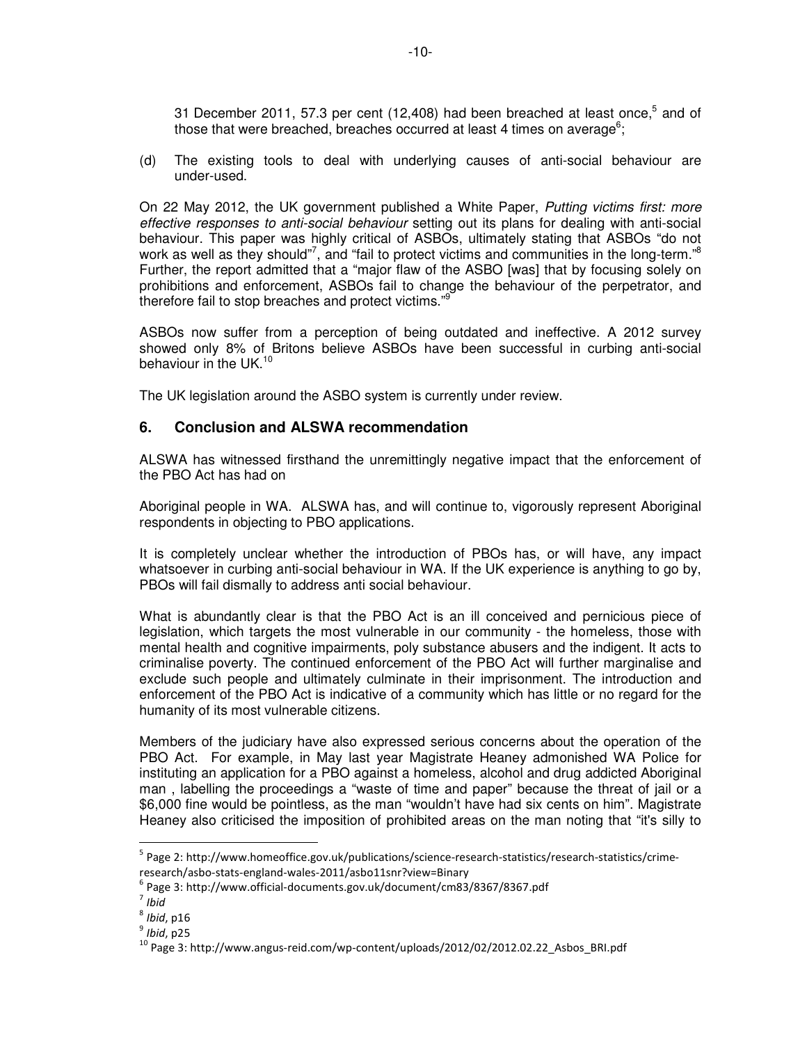31 December 2011, 57.3 per cent (12,408) had been breached at least once,[5] and of those that were breached, breaches occurred at least 4 times on average[6];

(d) The existing tools to deal with underlying causes of anti-social behaviour are under-used.

On 22 May 2012, the UK government published a White Paper, *Putting victims first: more effective responses to anti-social behaviour* setting out its plans for dealing with anti-social behaviour. This paper was highly critical of ASBOs, ultimately stating that ASBOs "do not work as well as they should"[7], and "fail to protect victims and communities in the long-term."[8] Further, the report admitted that a "major flaw of the ASBO [was] that by focusing solely on prohibitions and enforcement, ASBOs fail to change the behaviour of the perpetrator, and therefore fail to stop breaches and protect victims."[9]

ASBOs now suffer from a perception of being outdated and ineffective. A 2012 survey showed only 8% of Britons believe ASBOs have been successful in curbing anti-social behaviour in the UK.[10]

The UK legislation around the ASBO system is currently under review.

## 6. Conclusion and ALSWA recommendation

ALSWA has witnessed firsthand the unremittingly negative impact that the enforcement of the PBO Act has had on

Aboriginal people in WA. ALSWA has, and will continue to, vigorously represent Aboriginal respondents in objecting to PBO applications.

It is completely unclear whether the introduction of PBOs has, or will have, any impact whatsoever in curbing anti-social behaviour in WA. If the UK experience is anything to go by, PBOs will fail dismally to address anti social behaviour.

What is abundantly clear is that the PBO Act is an ill conceived and pernicious piece of legislation, which targets the most vulnerable in our community - the homeless, those with mental health and cognitive impairments, poly substance abusers and the indigent. It acts to criminalise poverty. The continued enforcement of the PBO Act will further marginalise and exclude such people and ultimately culminate in their imprisonment. The introduction and enforcement of the PBO Act is indicative of a community which has little or no regard for the humanity of its most vulnerable citizens.

Members of the judiciary have also expressed serious concerns about the operation of the PBO Act. For example, in May last year Magistrate Heaney admonished WA Police for instituting an application for a PBO against a homeless, alcohol and drug addicted Aboriginal man , labelling the proceedings a "waste of time and paper" because the threat of jail or a $6,000 fine would be pointless, as the man "wouldn't have had six cents on him". Magistrate Heaney also criticised the imposition of prohibited areas on the man noting that "it's silly to

---

[5] Page 2: http://www.homeoffice.gov.uk/publications/science-research-statistics/research-statistics/crime-research/asbo-stats-england-wales-2011/asbo11snr?view=Binary

[6] Page 3: http://www.official-documents.gov.uk/document/cm83/8367/8367.pdf

[7] *Ibid*

[8] *Ibid*, p16

[9] *Ibid*, p25

[10] Page 3: http://www.angus-reid.com/wp-content/uploads/2012/02/2012.02.22_Asbos_BRI.pdf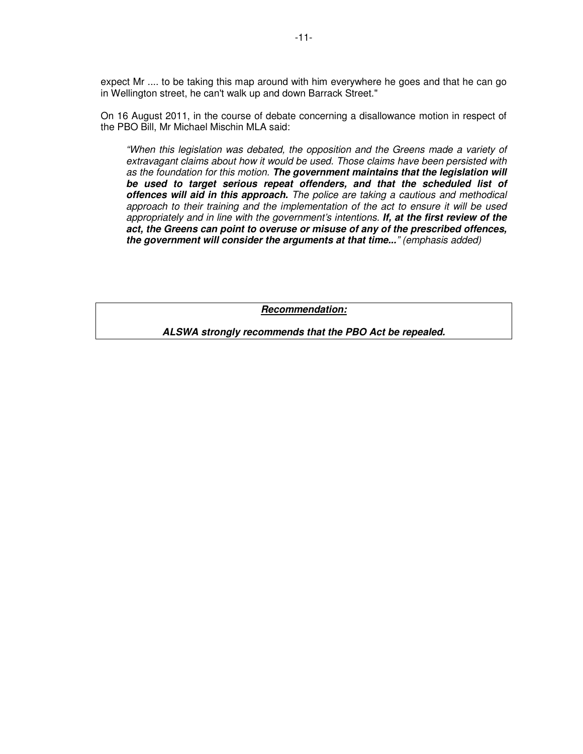expect Mr .... to be taking this map around with him everywhere he goes and that he can go in Wellington street, he can't walk up and down Barrack Street."

On 16 August 2011, in the course of debate concerning a disallowance motion in respect of the PBO Bill, Mr Michael Mischin MLA said:

> *"When this legislation was debated, the opposition and the Greens made a variety of extravagant claims about how it would be used. Those claims have been persisted with as the foundation for this motion.* ***The government maintains that the legislation will be used to target serious repeat offenders, and that the scheduled list of offences will aid in this approach.*** *The police are taking a cautious and methodical approach to their training and the implementation of the act to ensure it will be used appropriately and in line with the government's intentions.* ***If, at the first review of the act, the Greens can point to overuse or misuse of any of the prescribed offences, the government will consider the arguments at that time...****" (emphasis added)*

***Recommendation:***

***ALSWA strongly recommends that the PBO Act be repealed.***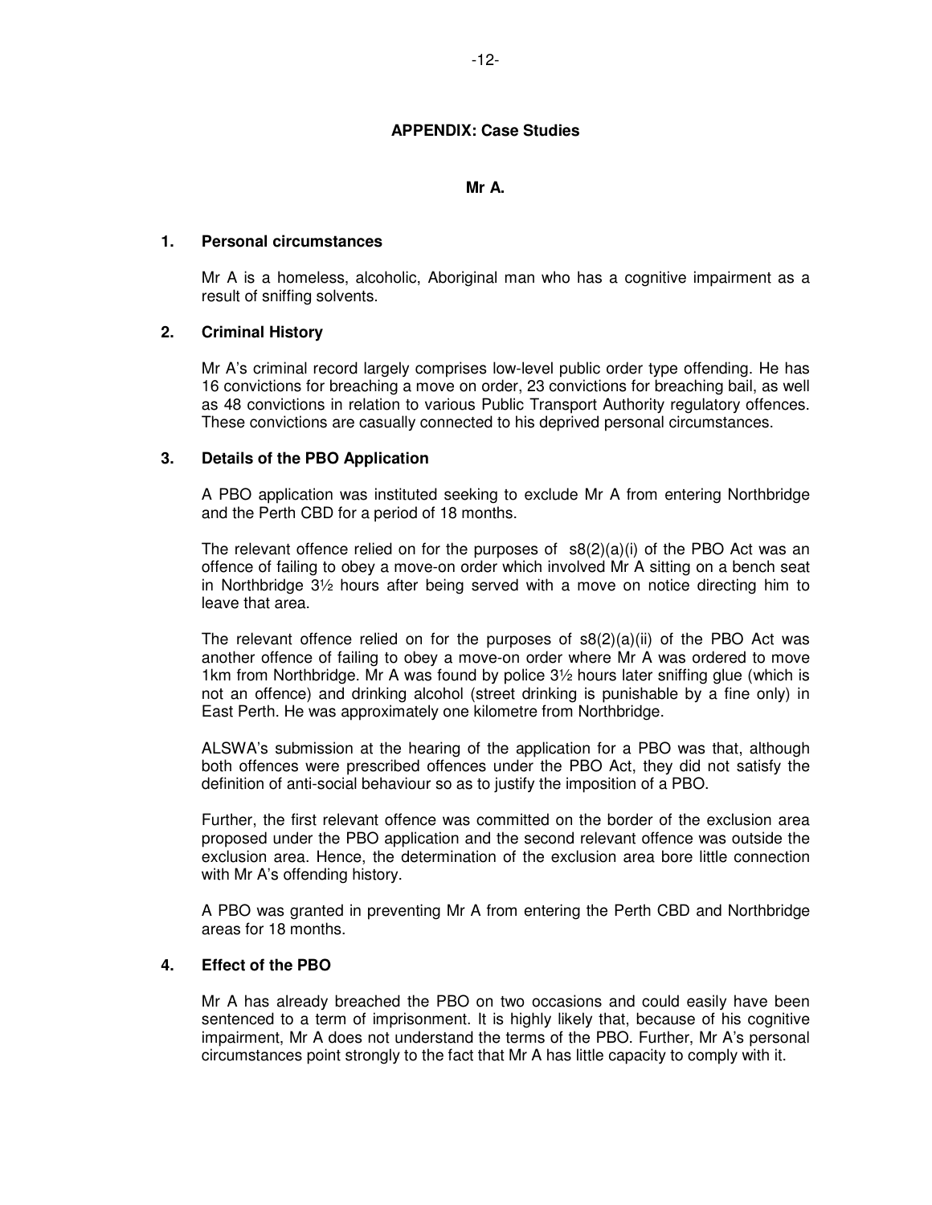## APPENDIX: Case Studies

### Mr A.

**1. Personal circumstances**

Mr A is a homeless, alcoholic, Aboriginal man who has a cognitive impairment as a result of sniffing solvents.

**2. Criminal History**

Mr A's criminal record largely comprises low-level public order type offending. He has 16 convictions for breaching a move on order, 23 convictions for breaching bail, as well as 48 convictions in relation to various Public Transport Authority regulatory offences. These convictions are casually connected to his deprived personal circumstances.

**3. Details of the PBO Application**

A PBO application was instituted seeking to exclude Mr A from entering Northbridge and the Perth CBD for a period of 18 months.

The relevant offence relied on for the purposes of s8(2)(a)(i) of the PBO Act was an offence of failing to obey a move-on order which involved Mr A sitting on a bench seat in Northbridge 3½ hours after being served with a move on notice directing him to leave that area.

The relevant offence relied on for the purposes of s8(2)(a)(ii) of the PBO Act was another offence of failing to obey a move-on order where Mr A was ordered to move 1km from Northbridge. Mr A was found by police 3½ hours later sniffing glue (which is not an offence) and drinking alcohol (street drinking is punishable by a fine only) in East Perth. He was approximately one kilometre from Northbridge.

ALSWA's submission at the hearing of the application for a PBO was that, although both offences were prescribed offences under the PBO Act, they did not satisfy the definition of anti-social behaviour so as to justify the imposition of a PBO.

Further, the first relevant offence was committed on the border of the exclusion area proposed under the PBO application and the second relevant offence was outside the exclusion area. Hence, the determination of the exclusion area bore little connection with Mr A's offending history.

A PBO was granted in preventing Mr A from entering the Perth CBD and Northbridge areas for 18 months.

**4. Effect of the PBO**

Mr A has already breached the PBO on two occasions and could easily have been sentenced to a term of imprisonment. It is highly likely that, because of his cognitive impairment, Mr A does not understand the terms of the PBO. Further, Mr A's personal circumstances point strongly to the fact that Mr A has little capacity to comply with it.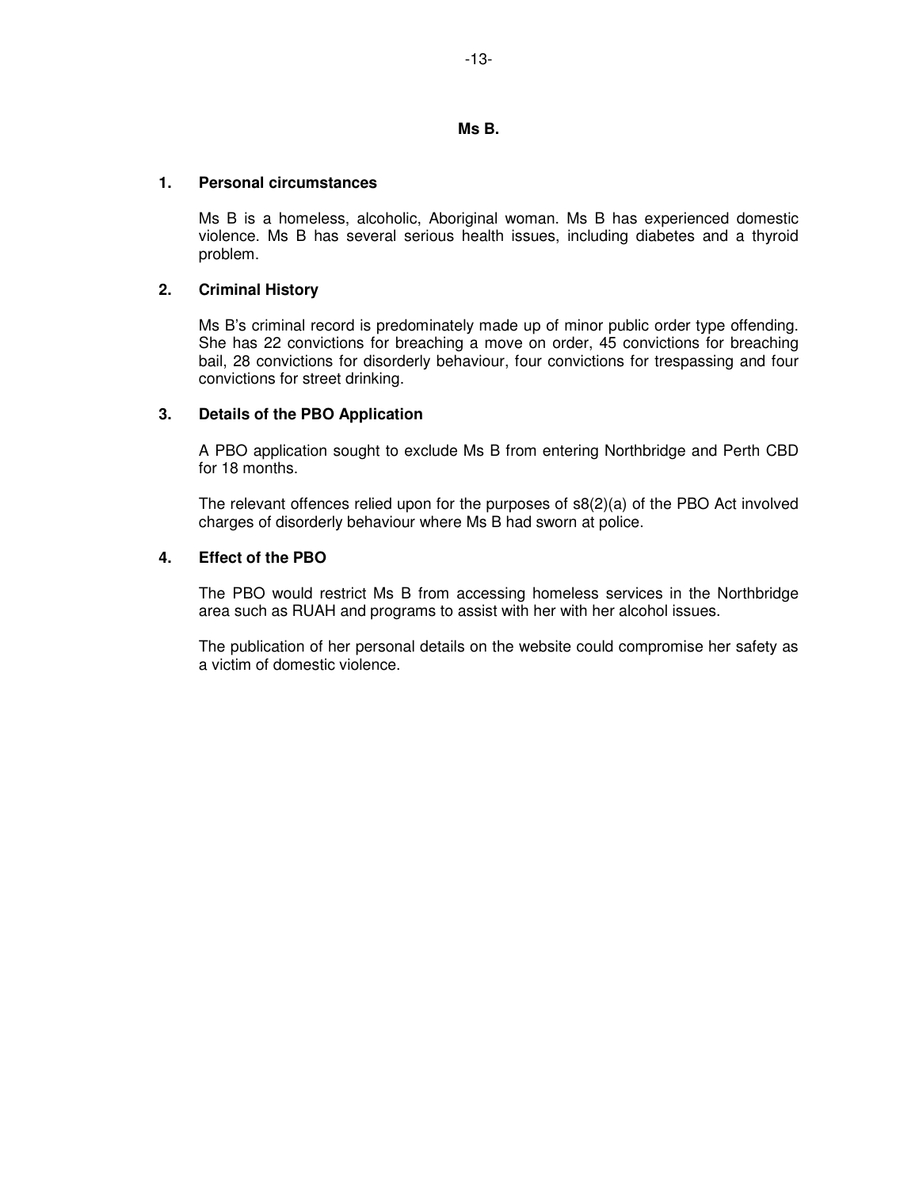## Ms B.

### 1. Personal circumstances

Ms B is a homeless, alcoholic, Aboriginal woman. Ms B has experienced domestic violence. Ms B has several serious health issues, including diabetes and a thyroid problem.

### 2. Criminal History

Ms B's criminal record is predominately made up of minor public order type offending. She has 22 convictions for breaching a move on order, 45 convictions for breaching bail, 28 convictions for disorderly behaviour, four convictions for trespassing and four convictions for street drinking.

### 3. Details of the PBO Application

A PBO application sought to exclude Ms B from entering Northbridge and Perth CBD for 18 months.

The relevant offences relied upon for the purposes of s8(2)(a) of the PBO Act involved charges of disorderly behaviour where Ms B had sworn at police.

### 4. Effect of the PBO

The PBO would restrict Ms B from accessing homeless services in the Northbridge area such as RUAH and programs to assist with her with her alcohol issues.

The publication of her personal details on the website could compromise her safety as a victim of domestic violence.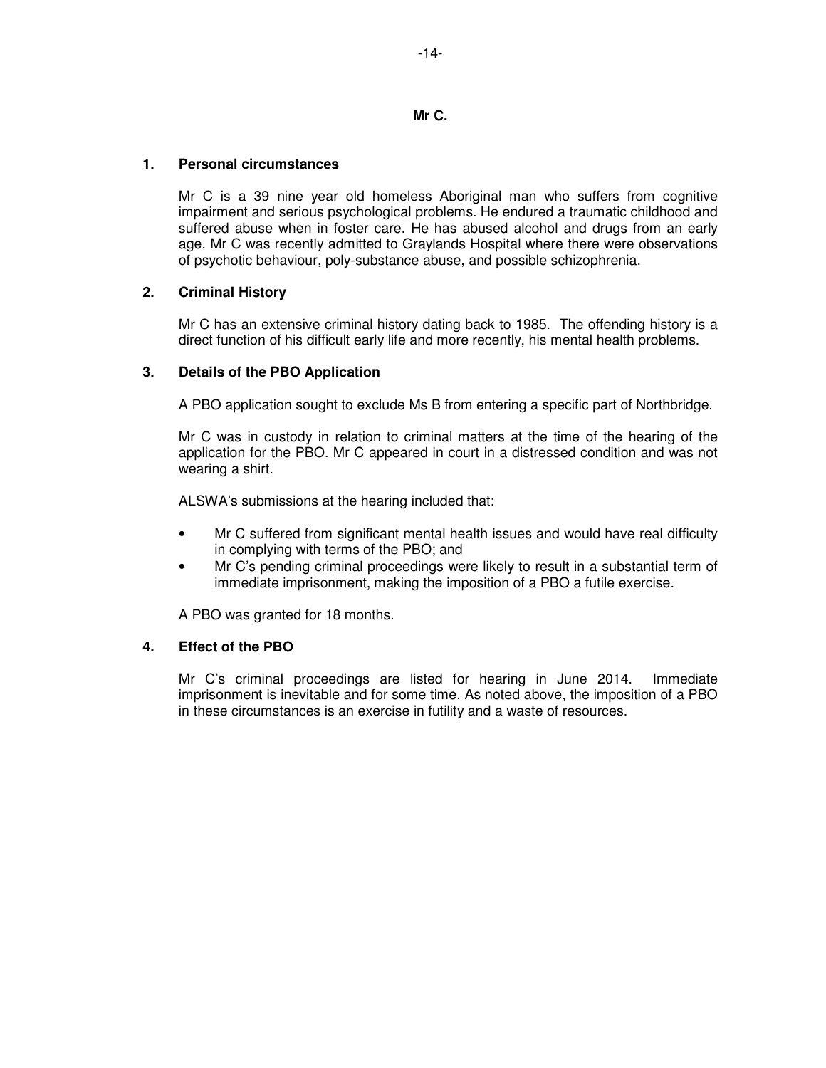**Mr C.**

**1. Personal circumstances**

Mr C is a 39 nine year old homeless Aboriginal man who suffers from cognitive impairment and serious psychological problems. He endured a traumatic childhood and suffered abuse when in foster care. He has abused alcohol and drugs from an early age. Mr C was recently admitted to Graylands Hospital where there were observations of psychotic behaviour, poly-substance abuse, and possible schizophrenia.

**2. Criminal History**

Mr C has an extensive criminal history dating back to 1985. The offending history is a direct function of his difficult early life and more recently, his mental health problems.

**3. Details of the PBO Application**

A PBO application sought to exclude Ms B from entering a specific part of Northbridge.

Mr C was in custody in relation to criminal matters at the time of the hearing of the application for the PBO. Mr C appeared in court in a distressed condition and was not wearing a shirt.

ALSWA's submissions at the hearing included that:

- Mr C suffered from significant mental health issues and would have real difficulty in complying with terms of the PBO; and
- Mr C's pending criminal proceedings were likely to result in a substantial term of immediate imprisonment, making the imposition of a PBO a futile exercise.

A PBO was granted for 18 months.

**4. Effect of the PBO**

Mr C's criminal proceedings are listed for hearing in June 2014. Immediate imprisonment is inevitable and for some time. As noted above, the imposition of a PBO in these circumstances is an exercise in futility and a waste of resources.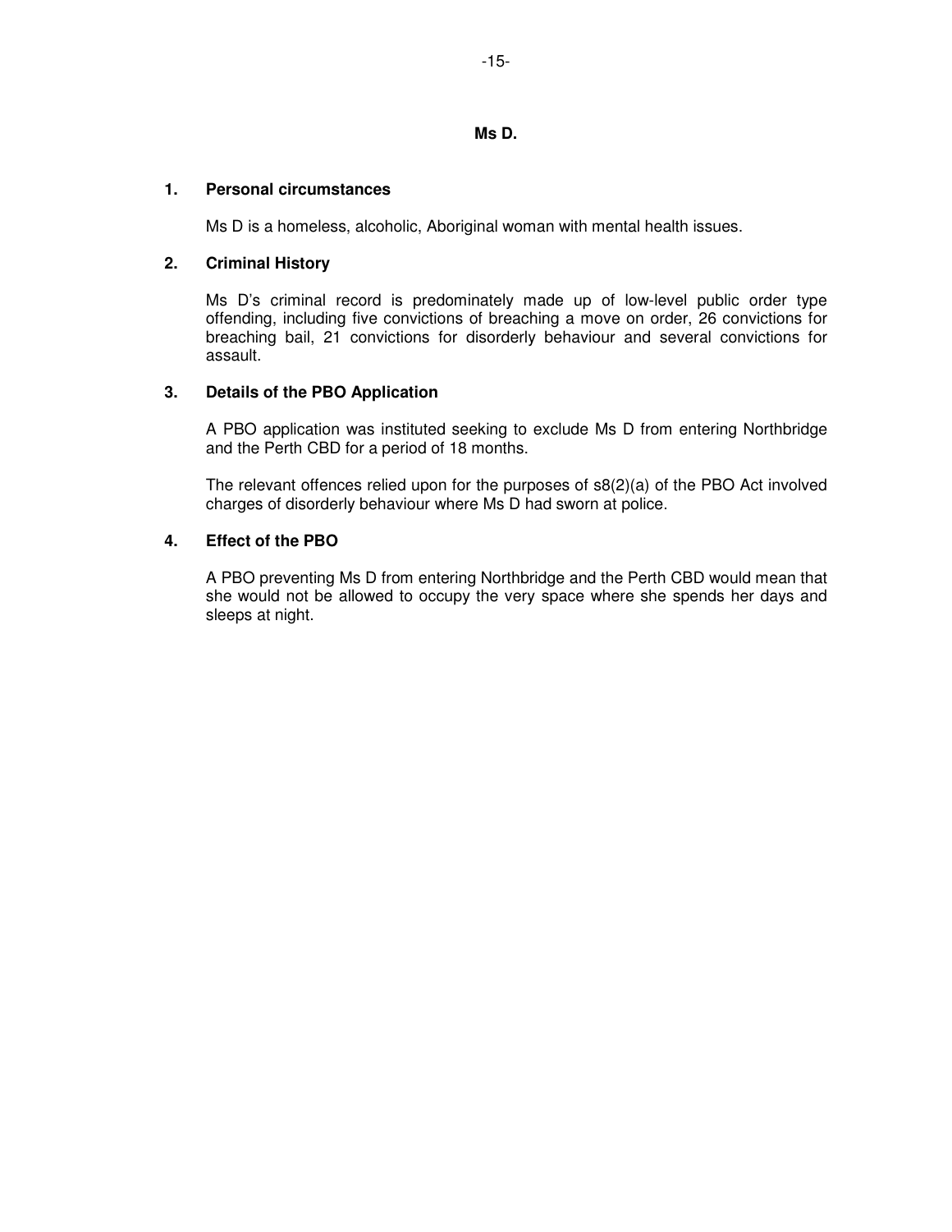## Ms D.

### 1. Personal circumstances

Ms D is a homeless, alcoholic, Aboriginal woman with mental health issues.

### 2. Criminal History

Ms D's criminal record is predominately made up of low-level public order type offending, including five convictions of breaching a move on order, 26 convictions for breaching bail, 21 convictions for disorderly behaviour and several convictions for assault.

### 3. Details of the PBO Application

A PBO application was instituted seeking to exclude Ms D from entering Northbridge and the Perth CBD for a period of 18 months.

The relevant offences relied upon for the purposes of s8(2)(a) of the PBO Act involved charges of disorderly behaviour where Ms D had sworn at police.

### 4. Effect of the PBO

A PBO preventing Ms D from entering Northbridge and the Perth CBD would mean that she would not be allowed to occupy the very space where she spends her days and sleeps at night.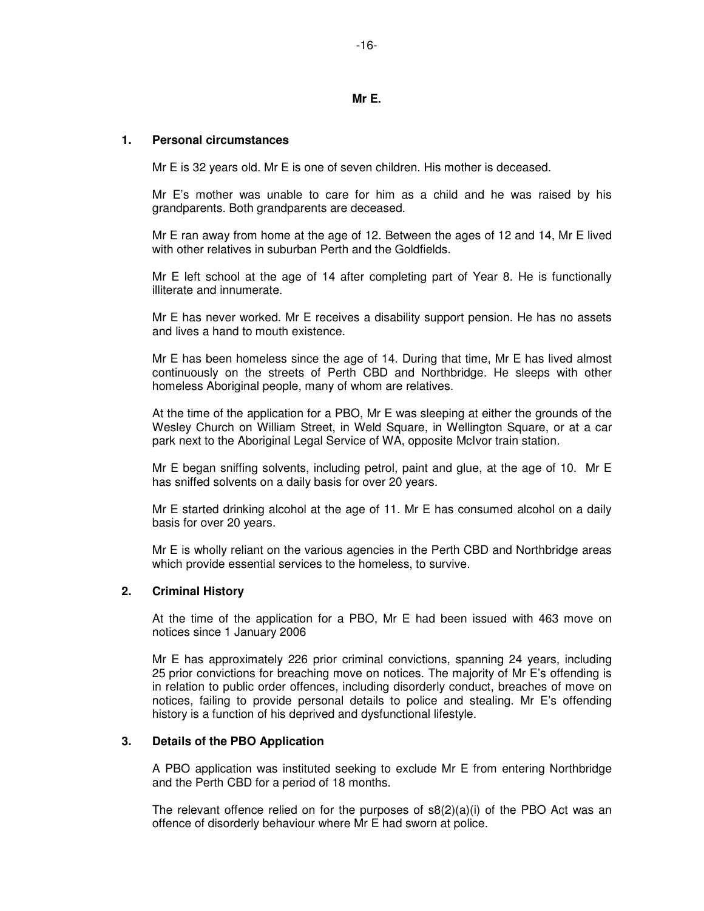## Mr E.

### 1. Personal circumstances

Mr E is 32 years old. Mr E is one of seven children. His mother is deceased.

Mr E's mother was unable to care for him as a child and he was raised by his grandparents. Both grandparents are deceased.

Mr E ran away from home at the age of 12. Between the ages of 12 and 14, Mr E lived with other relatives in suburban Perth and the Goldfields.

Mr E left school at the age of 14 after completing part of Year 8. He is functionally illiterate and innumerate.

Mr E has never worked. Mr E receives a disability support pension. He has no assets and lives a hand to mouth existence.

Mr E has been homeless since the age of 14. During that time, Mr E has lived almost continuously on the streets of Perth CBD and Northbridge. He sleeps with other homeless Aboriginal people, many of whom are relatives.

At the time of the application for a PBO, Mr E was sleeping at either the grounds of the Wesley Church on William Street, in Weld Square, in Wellington Square, or at a car park next to the Aboriginal Legal Service of WA, opposite McIvor train station.

Mr E began sniffing solvents, including petrol, paint and glue, at the age of 10. Mr E has sniffed solvents on a daily basis for over 20 years.

Mr E started drinking alcohol at the age of 11. Mr E has consumed alcohol on a daily basis for over 20 years.

Mr E is wholly reliant on the various agencies in the Perth CBD and Northbridge areas which provide essential services to the homeless, to survive.

### 2. Criminal History

At the time of the application for a PBO, Mr E had been issued with 463 move on notices since 1 January 2006

Mr E has approximately 226 prior criminal convictions, spanning 24 years, including 25 prior convictions for breaching move on notices. The majority of Mr E's offending is in relation to public order offences, including disorderly conduct, breaches of move on notices, failing to provide personal details to police and stealing. Mr E's offending history is a function of his deprived and dysfunctional lifestyle.

### 3. Details of the PBO Application

A PBO application was instituted seeking to exclude Mr E from entering Northbridge and the Perth CBD for a period of 18 months.

The relevant offence relied on for the purposes of s8(2)(a)(i) of the PBO Act was an offence of disorderly behaviour where Mr E had sworn at police.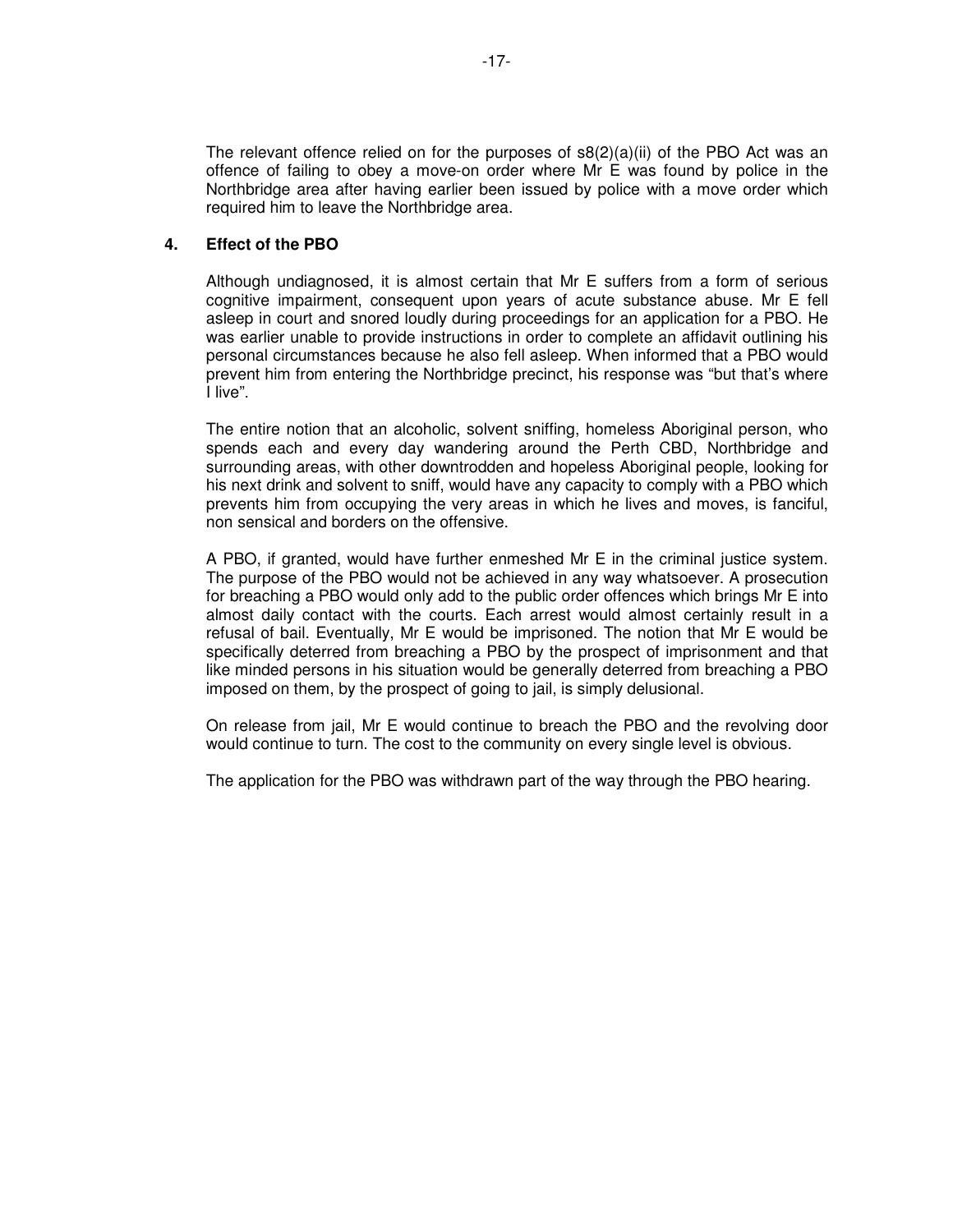The relevant offence relied on for the purposes of s8(2)(a)(ii) of the PBO Act was an offence of failing to obey a move-on order where Mr E was found by police in the Northbridge area after having earlier been issued by police with a move order which required him to leave the Northbridge area.

## 4. Effect of the PBO

Although undiagnosed, it is almost certain that Mr E suffers from a form of serious cognitive impairment, consequent upon years of acute substance abuse. Mr E fell asleep in court and snored loudly during proceedings for an application for a PBO. He was earlier unable to provide instructions in order to complete an affidavit outlining his personal circumstances because he also fell asleep. When informed that a PBO would prevent him from entering the Northbridge precinct, his response was "but that's where I live".

The entire notion that an alcoholic, solvent sniffing, homeless Aboriginal person, who spends each and every day wandering around the Perth CBD, Northbridge and surrounding areas, with other downtrodden and hopeless Aboriginal people, looking for his next drink and solvent to sniff, would have any capacity to comply with a PBO which prevents him from occupying the very areas in which he lives and moves, is fanciful, non sensical and borders on the offensive.

A PBO, if granted, would have further enmeshed Mr E in the criminal justice system. The purpose of the PBO would not be achieved in any way whatsoever. A prosecution for breaching a PBO would only add to the public order offences which brings Mr E into almost daily contact with the courts. Each arrest would almost certainly result in a refusal of bail. Eventually, Mr E would be imprisoned. The notion that Mr E would be specifically deterred from breaching a PBO by the prospect of imprisonment and that like minded persons in his situation would be generally deterred from breaching a PBO imposed on them, by the prospect of going to jail, is simply delusional.

On release from jail, Mr E would continue to breach the PBO and the revolving door would continue to turn. The cost to the community on every single level is obvious.

The application for the PBO was withdrawn part of the way through the PBO hearing.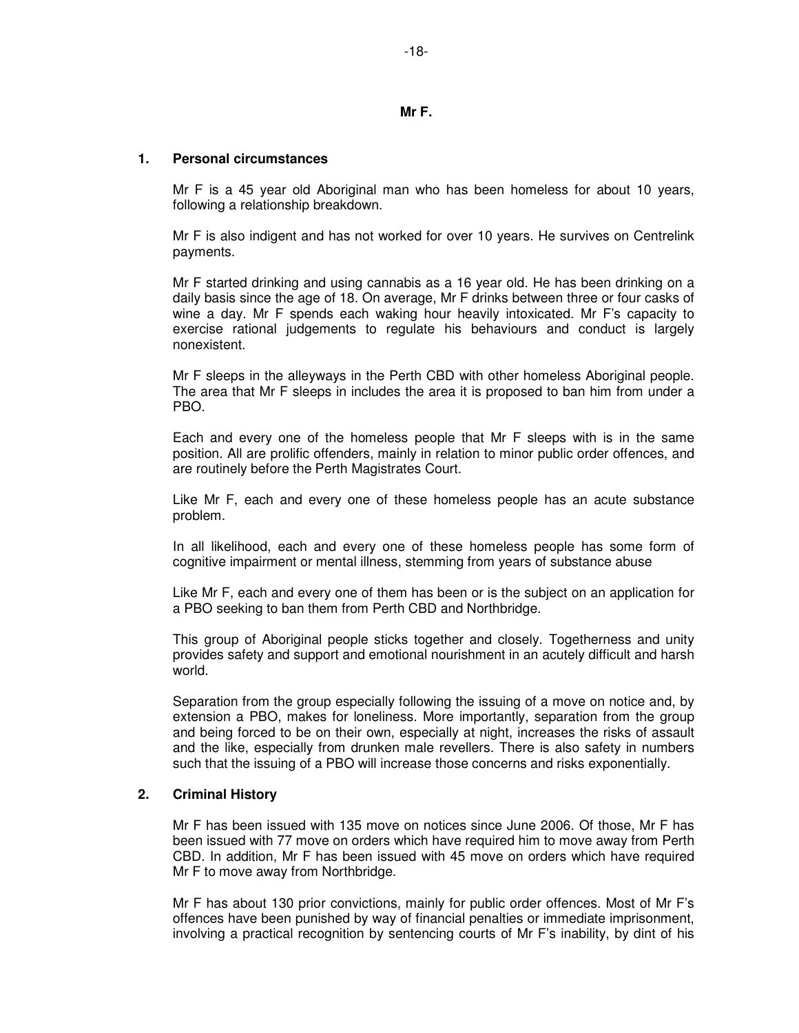## Mr F.

### 1. Personal circumstances

Mr F is a 45 year old Aboriginal man who has been homeless for about 10 years, following a relationship breakdown.

Mr F is also indigent and has not worked for over 10 years. He survives on Centrelink payments.

Mr F started drinking and using cannabis as a 16 year old. He has been drinking on a daily basis since the age of 18. On average, Mr F drinks between three or four casks of wine a day. Mr F spends each waking hour heavily intoxicated. Mr F's capacity to exercise rational judgements to regulate his behaviours and conduct is largely nonexistent.

Mr F sleeps in the alleyways in the Perth CBD with other homeless Aboriginal people. The area that Mr F sleeps in includes the area it is proposed to ban him from under a PBO.

Each and every one of the homeless people that Mr F sleeps with is in the same position. All are prolific offenders, mainly in relation to minor public order offences, and are routinely before the Perth Magistrates Court.

Like Mr F, each and every one of these homeless people has an acute substance problem.

In all likelihood, each and every one of these homeless people has some form of cognitive impairment or mental illness, stemming from years of substance abuse

Like Mr F, each and every one of them has been or is the subject on an application for a PBO seeking to ban them from Perth CBD and Northbridge.

This group of Aboriginal people sticks together and closely. Togetherness and unity provides safety and support and emotional nourishment in an acutely difficult and harsh world.

Separation from the group especially following the issuing of a move on notice and, by extension a PBO, makes for loneliness. More importantly, separation from the group and being forced to be on their own, especially at night, increases the risks of assault and the like, especially from drunken male revellers. There is also safety in numbers such that the issuing of a PBO will increase those concerns and risks exponentially.

### 2. Criminal History

Mr F has been issued with 135 move on notices since June 2006. Of those, Mr F has been issued with 77 move on orders which have required him to move away from Perth CBD. In addition, Mr F has been issued with 45 move on orders which have required Mr F to move away from Northbridge.

Mr F has about 130 prior convictions, mainly for public order offences. Most of Mr F's offences have been punished by way of financial penalties or immediate imprisonment, involving a practical recognition by sentencing courts of Mr F's inability, by dint of his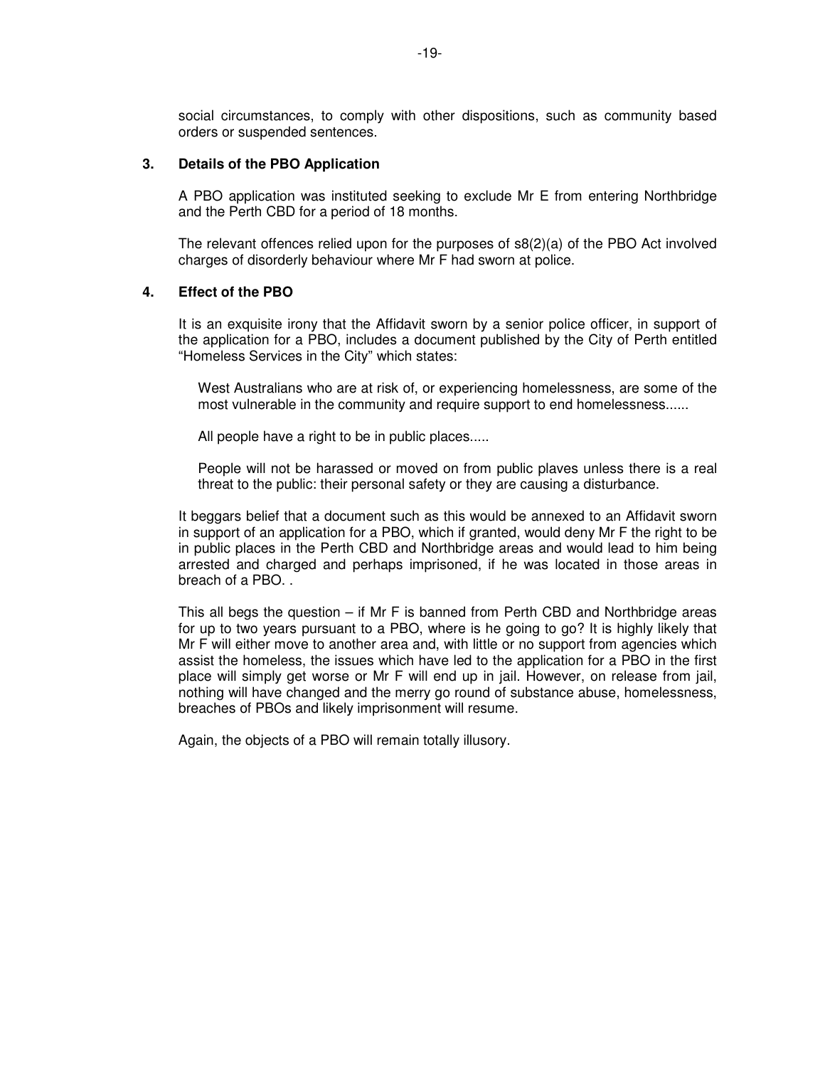social circumstances, to comply with other dispositions, such as community based orders or suspended sentences.

### 3. Details of the PBO Application

A PBO application was instituted seeking to exclude Mr E from entering Northbridge and the Perth CBD for a period of 18 months.

The relevant offences relied upon for the purposes of s8(2)(a) of the PBO Act involved charges of disorderly behaviour where Mr F had sworn at police.

### 4. Effect of the PBO

It is an exquisite irony that the Affidavit sworn by a senior police officer, in support of the application for a PBO, includes a document published by the City of Perth entitled "Homeless Services in the City" which states:

> West Australians who are at risk of, or experiencing homelessness, are some of the most vulnerable in the community and require support to end homelessness......
>
> All people have a right to be in public places.....
>
> People will not be harassed or moved on from public plaves unless there is a real threat to the public: their personal safety or they are causing a disturbance.

It beggars belief that a document such as this would be annexed to an Affidavit sworn in support of an application for a PBO, which if granted, would deny Mr F the right to be in public places in the Perth CBD and Northbridge areas and would lead to him being arrested and charged and perhaps imprisoned, if he was located in those areas in breach of a PBO. .

This all begs the question – if Mr F is banned from Perth CBD and Northbridge areas for up to two years pursuant to a PBO, where is he going to go? It is highly likely that Mr F will either move to another area and, with little or no support from agencies which assist the homeless, the issues which have led to the application for a PBO in the first place will simply get worse or Mr F will end up in jail. However, on release from jail, nothing will have changed and the merry go round of substance abuse, homelessness, breaches of PBOs and likely imprisonment will resume.

Again, the objects of a PBO will remain totally illusory.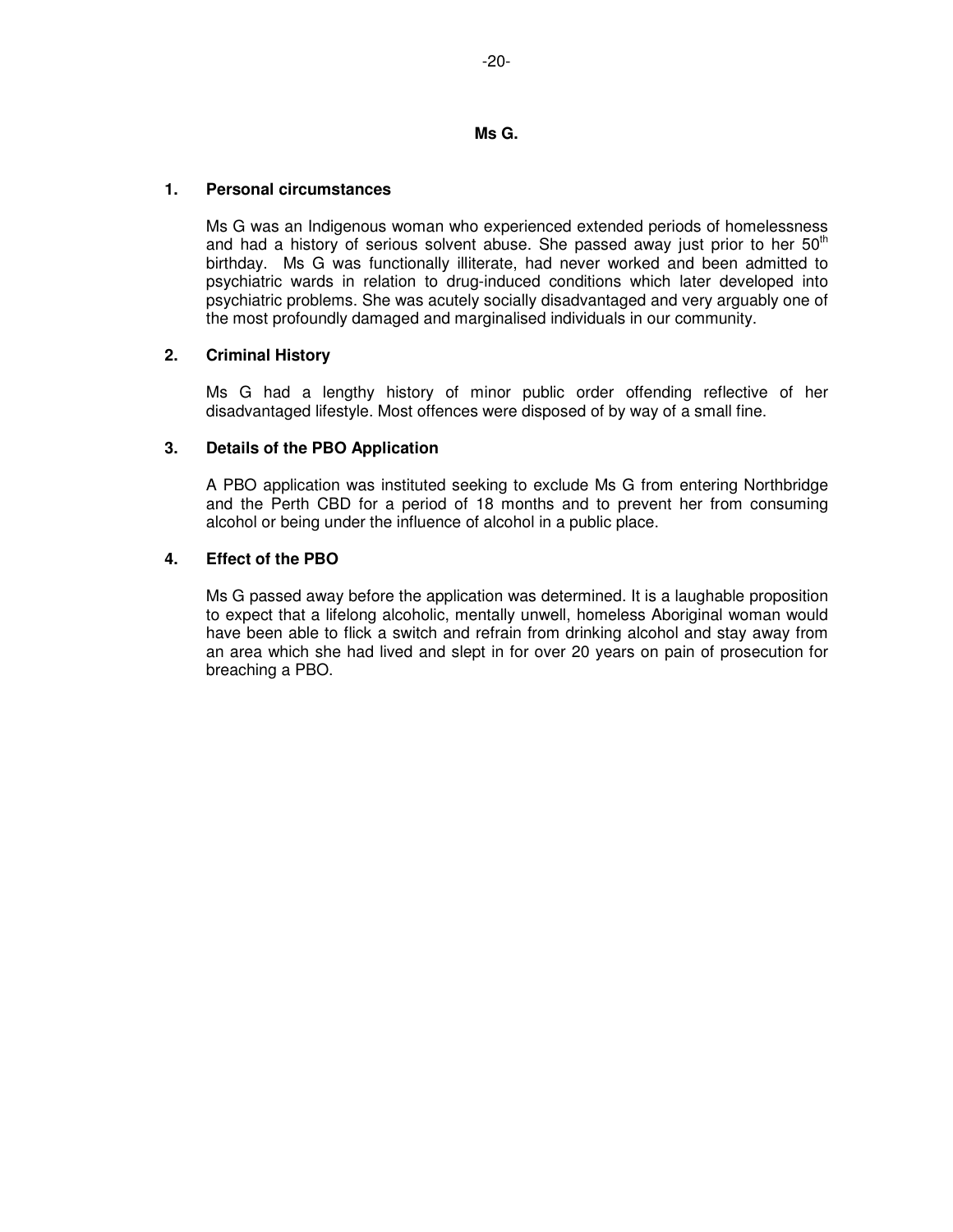## Ms G.

### 1. Personal circumstances

Ms G was an Indigenous woman who experienced extended periods of homelessness and had a history of serious solvent abuse. She passed away just prior to her 50th birthday. Ms G was functionally illiterate, had never worked and been admitted to psychiatric wards in relation to drug-induced conditions which later developed into psychiatric problems. She was acutely socially disadvantaged and very arguably one of the most profoundly damaged and marginalised individuals in our community.

### 2. Criminal History

Ms G had a lengthy history of minor public order offending reflective of her disadvantaged lifestyle. Most offences were disposed of by way of a small fine.

### 3. Details of the PBO Application

A PBO application was instituted seeking to exclude Ms G from entering Northbridge and the Perth CBD for a period of 18 months and to prevent her from consuming alcohol or being under the influence of alcohol in a public place.

### 4. Effect of the PBO

Ms G passed away before the application was determined. It is a laughable proposition to expect that a lifelong alcoholic, mentally unwell, homeless Aboriginal woman would have been able to flick a switch and refrain from drinking alcohol and stay away from an area which she had lived and slept in for over 20 years on pain of prosecution for breaching a PBO.